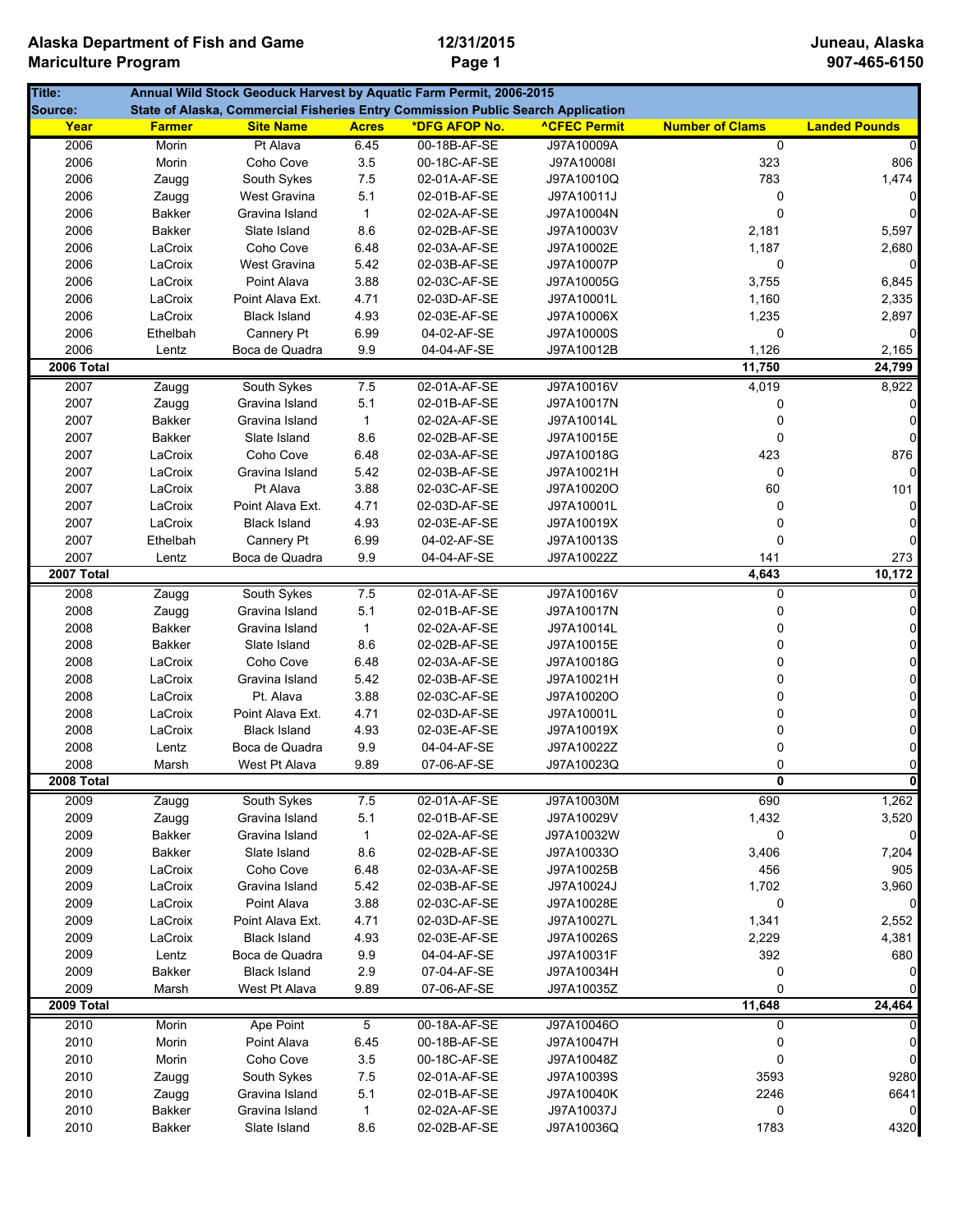**Alaska Department of Fish and Game**
**Mariculture Program**

**12/31/2015**

**Juneau, Alaska**
**907-465-6150**

**Title:** Annual Wild Stock Geoduck Harvest by Aquatic Farm Permit, 2006-2015
**Source:** State of Alaska, Commercial Fisheries Entry Commission Public Search Application

| Year | Farmer | Site Name | Acres | *DFG AFOP No. | ^CFEC Permit | Number of Clams | Landed Pounds |
|---|---|---|---|---|---|---|---|
| 2006 | Morin | Pt Alava | 6.45 | 00-18B-AF-SE | J97A10009A | 0 | 0 |
| 2006 | Morin | Coho Cove | 3.5 | 00-18C-AF-SE | J97A10008I | 323 | 806 |
| 2006 | Zaugg | South Sykes | 7.5 | 02-01A-AF-SE | J97A10010Q | 783 | 1,474 |
| 2006 | Zaugg | West Gravina | 5.1 | 02-01B-AF-SE | J97A10011J | 0 | 0 |
| 2006 | Bakker | Gravina Island | 1 | 02-02A-AF-SE | J97A10004N | 0 | 0 |
| 2006 | Bakker | Slate Island | 8.6 | 02-02B-AF-SE | J97A10003V | 2,181 | 5,597 |
| 2006 | LaCroix | Coho Cove | 6.48 | 02-03A-AF-SE | J97A10002E | 1,187 | 2,680 |
| 2006 | LaCroix | West Gravina | 5.42 | 02-03B-AF-SE | J97A10007P | 0 | 0 |
| 2006 | LaCroix | Point Alava | 3.88 | 02-03C-AF-SE | J97A10005G | 3,755 | 6,845 |
| 2006 | LaCroix | Point Alava Ext. | 4.71 | 02-03D-AF-SE | J97A10001L | 1,160 | 2,335 |
| 2006 | LaCroix | Black Island | 4.93 | 02-03E-AF-SE | J97A10006X | 1,235 | 2,897 |
| 2006 | Ethelbah | Cannery Pt | 6.99 | 04-02-AF-SE | J97A10000S | 0 | 0 |
| 2006 | Lentz | Boca de Quadra | 9.9 | 04-04-AF-SE | J97A10012B | 1,126 | 2,165 |
| **2006 Total** | | | | | | **11,750** | **24,799** |
| 2007 | Zaugg | South Sykes | 7.5 | 02-01A-AF-SE | J97A10016V | 4,019 | 8,922 |
| 2007 | Zaugg | Gravina Island | 5.1 | 02-01B-AF-SE | J97A10017N | 0 | 0 |
| 2007 | Bakker | Gravina Island | 1 | 02-02A-AF-SE | J97A10014L | 0 | 0 |
| 2007 | Bakker | Slate Island | 8.6 | 02-02B-AF-SE | J97A10015E | 0 | 0 |
| 2007 | LaCroix | Coho Cove | 6.48 | 02-03A-AF-SE | J97A10018G | 423 | 876 |
| 2007 | LaCroix | Gravina Island | 5.42 | 02-03B-AF-SE | J97A10021H | 0 | 0 |
| 2007 | LaCroix | Pt Alava | 3.88 | 02-03C-AF-SE | J97A10020O | 60 | 101 |
| 2007 | LaCroix | Point Alava Ext. | 4.71 | 02-03D-AF-SE | J97A10001L | 0 | 0 |
| 2007 | LaCroix | Black Island | 4.93 | 02-03E-AF-SE | J97A10019X | 0 | 0 |
| 2007 | Ethelbah | Cannery Pt | 6.99 | 04-02-AF-SE | J97A10013S | 0 | 0 |
| 2007 | Lentz | Boca de Quadra | 9.9 | 04-04-AF-SE | J97A10022Z | 141 | 273 |
| **2007 Total** | | | | | | **4,643** | **10,172** |
| 2008 | Zaugg | South Sykes | 7.5 | 02-01A-AF-SE | J97A10016V | 0 | 0 |
| 2008 | Zaugg | Gravina Island | 5.1 | 02-01B-AF-SE | J97A10017N | 0 | 0 |
| 2008 | Bakker | Gravina Island | 1 | 02-02A-AF-SE | J97A10014L | 0 | 0 |
| 2008 | Bakker | Slate Island | 8.6 | 02-02B-AF-SE | J97A10015E | 0 | 0 |
| 2008 | LaCroix | Coho Cove | 6.48 | 02-03A-AF-SE | J97A10018G | 0 | 0 |
| 2008 | LaCroix | Gravina Island | 5.42 | 02-03B-AF-SE | J97A10021H | 0 | 0 |
| 2008 | LaCroix | Pt. Alava | 3.88 | 02-03C-AF-SE | J97A10020O | 0 | 0 |
| 2008 | LaCroix | Point Alava Ext. | 4.71 | 02-03D-AF-SE | J97A10001L | 0 | 0 |
| 2008 | LaCroix | Black Island | 4.93 | 02-03E-AF-SE | J97A10019X | 0 | 0 |
| 2008 | Lentz | Boca de Quadra | 9.9 | 04-04-AF-SE | J97A10022Z | 0 | 0 |
| 2008 | Marsh | West Pt Alava | 9.89 | 07-06-AF-SE | J97A10023Q | 0 | 0 |
| **2008 Total** | | | | | | **0** | **0** |
| 2009 | Zaugg | South Sykes | 7.5 | 02-01A-AF-SE | J97A10030M | 690 | 1,262 |
| 2009 | Zaugg | Gravina Island | 5.1 | 02-01B-AF-SE | J97A10029V | 1,432 | 3,520 |
| 2009 | Bakker | Gravina Island | 1 | 02-02A-AF-SE | J97A10032W | 0 | 0 |
| 2009 | Bakker | Slate Island | 8.6 | 02-02B-AF-SE | J97A10033O | 3,406 | 7,204 |
| 2009 | LaCroix | Coho Cove | 6.48 | 02-03A-AF-SE | J97A10025B | 456 | 905 |
| 2009 | LaCroix | Gravina Island | 5.42 | 02-03B-AF-SE | J97A10024J | 1,702 | 3,960 |
| 2009 | LaCroix | Point Alava | 3.88 | 02-03C-AF-SE | J97A10028E | 0 | 0 |
| 2009 | LaCroix | Point Alava Ext. | 4.71 | 02-03D-AF-SE | J97A10027L | 1,341 | 2,552 |
| 2009 | LaCroix | Black Island | 4.93 | 02-03E-AF-SE | J97A10026S | 2,229 | 4,381 |
| 2009 | Lentz | Boca de Quadra | 9.9 | 04-04-AF-SE | J97A10031F | 392 | 680 |
| 2009 | Bakker | Black Island | 2.9 | 07-04-AF-SE | J97A10034H | 0 | 0 |
| 2009 | Marsh | West Pt Alava | 9.89 | 07-06-AF-SE | J97A10035Z | 0 | 0 |
| **2009 Total** | | | | | | **11,648** | **24,464** |
| 2010 | Morin | Ape Point | 5 | 00-18A-AF-SE | J97A10046O | 0 | 0 |
| 2010 | Morin | Point Alava | 6.45 | 00-18B-AF-SE | J97A10047H | 0 | 0 |
| 2010 | Morin | Coho Cove | 3.5 | 00-18C-AF-SE | J97A10048Z | 0 | 0 |
| 2010 | Zaugg | South Sykes | 7.5 | 02-01A-AF-SE | J97A10039S | 3593 | 9280 |
| 2010 | Zaugg | Gravina Island | 5.1 | 02-01B-AF-SE | J97A10040K | 2246 | 6641 |
| 2010 | Bakker | Gravina Island | 1 | 02-02A-AF-SE | J97A10037J | 0 | 0 |
| 2010 | Bakker | Slate Island | 8.6 | 02-02B-AF-SE | J97A10036Q | 1783 | 4320 |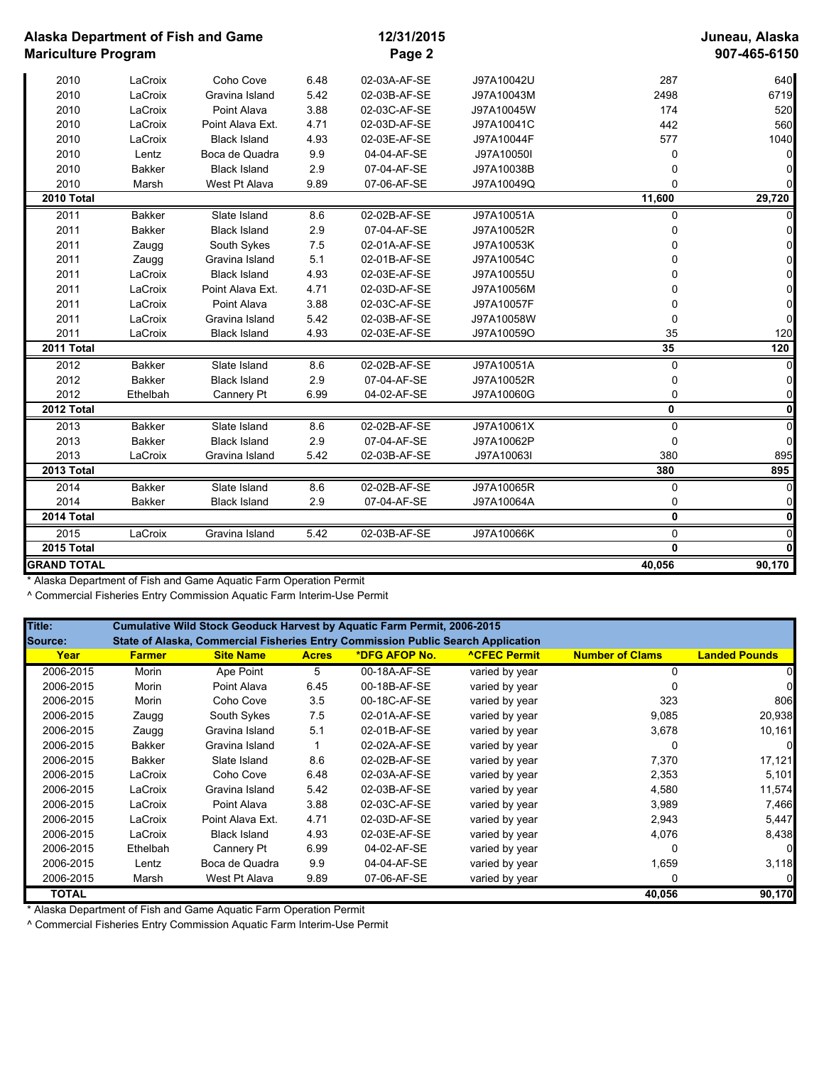| | | | | | | | |
|---|---|---|---|---|---|---|---|
| 2010 | LaCroix | Coho Cove | 6.48 | 02-03A-AF-SE | J97A10042U | 287 | 640 |
| 2010 | LaCroix | Gravina Island | 5.42 | 02-03B-AF-SE | J97A10043M | 2498 | 6719 |
| 2010 | LaCroix | Point Alava | 3.88 | 02-03C-AF-SE | J97A10045W | 174 | 520 |
| 2010 | LaCroix | Point Alava Ext. | 4.71 | 02-03D-AF-SE | J97A10041C | 442 | 560 |
| 2010 | LaCroix | Black Island | 4.93 | 02-03E-AF-SE | J97A10044F | 577 | 1040 |
| 2010 | Lentz | Boca de Quadra | 9.9 | 04-04-AF-SE | J97A10050I | 0 | 0 |
| 2010 | Bakker | Black Island | 2.9 | 07-04-AF-SE | J97A10038B | 0 | 0 |
| 2010 | Marsh | West Pt Alava | 9.89 | 07-06-AF-SE | J97A10049Q | 0 | 0 |
| **2010 Total** | | | | | | **11,600** | **29,720** |
| 2011 | Bakker | Slate Island | 8.6 | 02-02B-AF-SE | J97A10051A | 0 | 0 |
| 2011 | Bakker | Black Island | 2.9 | 07-04-AF-SE | J97A10052R | 0 | 0 |
| 2011 | Zaugg | South Sykes | 7.5 | 02-01A-AF-SE | J97A10053K | 0 | 0 |
| 2011 | Zaugg | Gravina Island | 5.1 | 02-01B-AF-SE | J97A10054C | 0 | 0 |
| 2011 | LaCroix | Black Island | 4.93 | 02-03E-AF-SE | J97A10055U | 0 | 0 |
| 2011 | LaCroix | Point Alava Ext. | 4.71 | 02-03D-AF-SE | J97A10056M | 0 | 0 |
| 2011 | LaCroix | Point Alava | 3.88 | 02-03C-AF-SE | J97A10057F | 0 | 0 |
| 2011 | LaCroix | Gravina Island | 5.42 | 02-03B-AF-SE | J97A10058W | 0 | 0 |
| 2011 | LaCroix | Black Island | 4.93 | 02-03E-AF-SE | J97A10059O | 35 | 120 |
| **2011 Total** | | | | | | **35** | **120** |
| 2012 | Bakker | Slate Island | 8.6 | 02-02B-AF-SE | J97A10051A | 0 | 0 |
| 2012 | Bakker | Black Island | 2.9 | 07-04-AF-SE | J97A10052R | 0 | 0 |
| 2012 | Ethelbah | Cannery Pt | 6.99 | 04-02-AF-SE | J97A10060G | 0 | 0 |
| **2012 Total** | | | | | | **0** | **0** |
| 2013 | Bakker | Slate Island | 8.6 | 02-02B-AF-SE | J97A10061X | 0 | 0 |
| 2013 | Bakker | Black Island | 2.9 | 07-04-AF-SE | J97A10062P | 0 | 0 |
| 2013 | LaCroix | Gravina Island | 5.42 | 02-03B-AF-SE | J97A10063I | 380 | 895 |
| **2013 Total** | | | | | | **380** | **895** |
| 2014 | Bakker | Slate Island | 8.6 | 02-02B-AF-SE | J97A10065R | 0 | 0 |
| 2014 | Bakker | Black Island | 2.9 | 07-04-AF-SE | J97A10064A | 0 | 0 |
| **2014 Total** | | | | | | **0** | **0** |
| 2015 | LaCroix | Gravina Island | 5.42 | 02-03B-AF-SE | J97A10066K | 0 | 0 |
| **2015 Total** | | | | | | **0** | **0** |
| **GRAND TOTAL** | | | | | | **40,056** | **90,170** |

* Alaska Department of Fish and Game Aquatic Farm Operation Permit

^ Commercial Fisheries Entry Commission Aquatic Farm Interim-Use Permit

**Title:** Cumulative Wild Stock Geoduck Harvest by Aquatic Farm Permit, 2006-2015

**Source:** State of Alaska, Commercial Fisheries Entry Commission Public Search Application

| Year | Farmer | Site Name | Acres | *DFG AFOP No. | ^CFEC Permit | Number of Clams | Landed Pounds |
|---|---|---|---|---|---|---|---|
| 2006-2015 | Morin | Ape Point | 5 | 00-18A-AF-SE | varied by year | 0 | 0 |
| 2006-2015 | Morin | Point Alava | 6.45 | 00-18B-AF-SE | varied by year | 0 | 0 |
| 2006-2015 | Morin | Coho Cove | 3.5 | 00-18C-AF-SE | varied by year | 323 | 806 |
| 2006-2015 | Zaugg | South Sykes | 7.5 | 02-01A-AF-SE | varied by year | 9,085 | 20,938 |
| 2006-2015 | Zaugg | Gravina Island | 5.1 | 02-01B-AF-SE | varied by year | 3,678 | 10,161 |
| 2006-2015 | Bakker | Gravina Island | 1 | 02-02A-AF-SE | varied by year | 0 | 0 |
| 2006-2015 | Bakker | Slate Island | 8.6 | 02-02B-AF-SE | varied by year | 7,370 | 17,121 |
| 2006-2015 | LaCroix | Coho Cove | 6.48 | 02-03A-AF-SE | varied by year | 2,353 | 5,101 |
| 2006-2015 | LaCroix | Gravina Island | 5.42 | 02-03B-AF-SE | varied by year | 4,580 | 11,574 |
| 2006-2015 | LaCroix | Point Alava | 3.88 | 02-03C-AF-SE | varied by year | 3,989 | 7,466 |
| 2006-2015 | LaCroix | Point Alava Ext. | 4.71 | 02-03D-AF-SE | varied by year | 2,943 | 5,447 |
| 2006-2015 | LaCroix | Black Island | 4.93 | 02-03E-AF-SE | varied by year | 4,076 | 8,438 |
| 2006-2015 | Ethelbah | Cannery Pt | 6.99 | 04-02-AF-SE | varied by year | 0 | 0 |
| 2006-2015 | Lentz | Boca de Quadra | 9.9 | 04-04-AF-SE | varied by year | 1,659 | 3,118 |
| 2006-2015 | Marsh | West Pt Alava | 9.89 | 07-06-AF-SE | varied by year | 0 | 0 |
| **TOTAL** | | | | | | **40,056** | **90,170** |

* Alaska Department of Fish and Game Aquatic Farm Operation Permit

^ Commercial Fisheries Entry Commission Aquatic Farm Interim-Use Permit